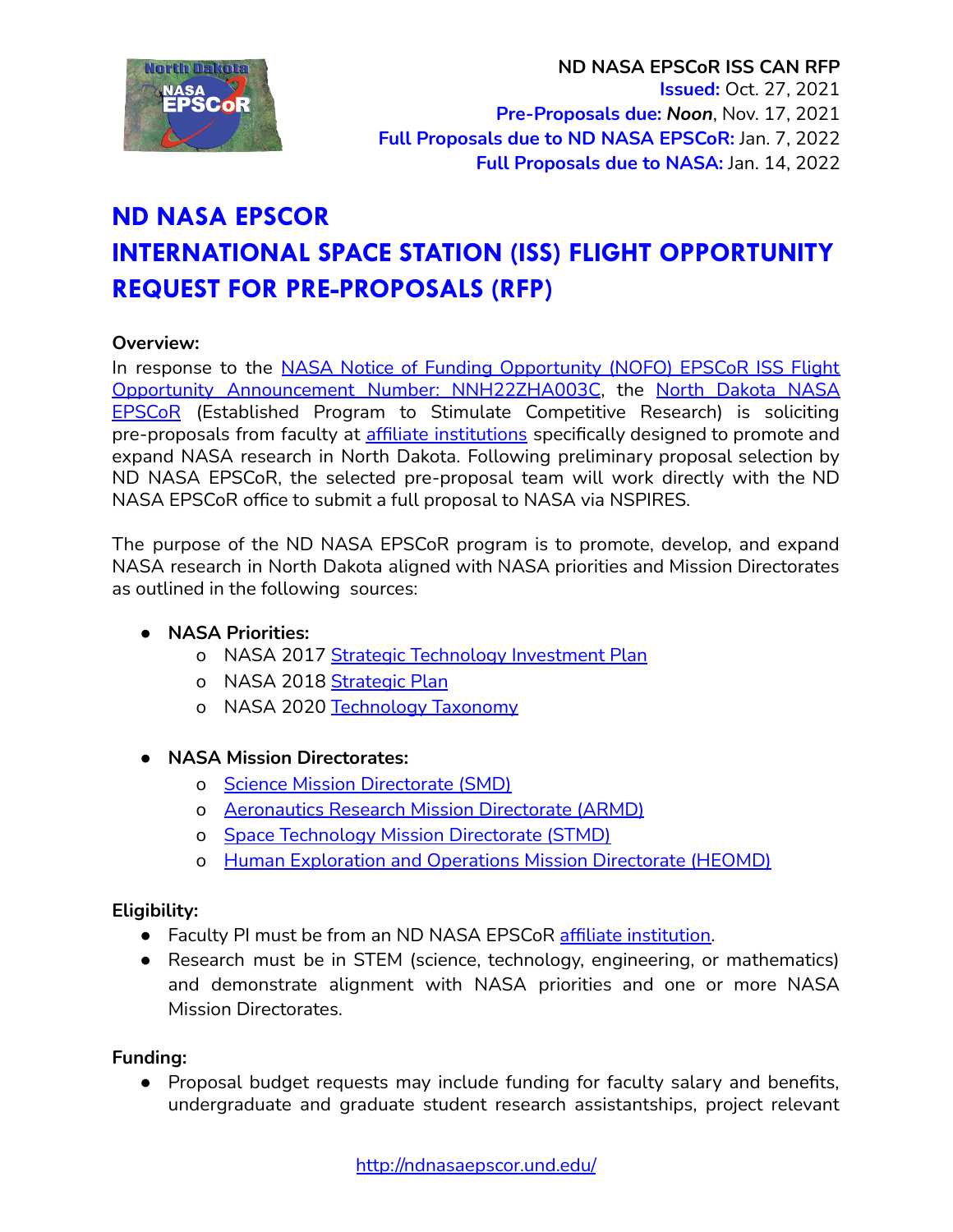**ND NASA EPSCoR ISS CAN RFP**
**Issued:** Oct. 27, 2021
**Pre-Proposals due:** ***Noon***, Nov. 17, 2021
**Full Proposals due to ND NASA EPSCoR:** Jan. 7, 2022
**Full Proposals due to NASA:** Jan. 14, 2022

# ND NASA EPSCOR
# INTERNATIONAL SPACE STATION (ISS) FLIGHT OPPORTUNITY REQUEST FOR PRE-PROPOSALS (RFP)

**Overview:**

In response to the NASA Notice of Funding Opportunity (NOFO) EPSCoR ISS Flight Opportunity Announcement Number: NNH22ZHA003C, the North Dakota NASA EPSCoR (Established Program to Stimulate Competitive Research) is soliciting pre-proposals from faculty at affiliate institutions specifically designed to promote and expand NASA research in North Dakota. Following preliminary proposal selection by ND NASA EPSCoR, the selected pre-proposal team will work directly with the ND NASA EPSCoR office to submit a full proposal to NASA via NSPIRES.

The purpose of the ND NASA EPSCoR program is to promote, develop, and expand NASA research in North Dakota aligned with NASA priorities and Mission Directorates as outlined in the following sources:

- **NASA Priorities:**
  - NASA 2017 Strategic Technology Investment Plan
  - NASA 2018 Strategic Plan
  - NASA 2020 Technology Taxonomy

- **NASA Mission Directorates:**
  - Science Mission Directorate (SMD)
  - Aeronautics Research Mission Directorate (ARMD)
  - Space Technology Mission Directorate (STMD)
  - Human Exploration and Operations Mission Directorate (HEOMD)

**Eligibility:**

- Faculty PI must be from an ND NASA EPSCoR affiliate institution.
- Research must be in STEM (science, technology, engineering, or mathematics) and demonstrate alignment with NASA priorities and one or more NASA Mission Directorates.

**Funding:**

- Proposal budget requests may include funding for faculty salary and benefits, undergraduate and graduate student research assistantships, project relevant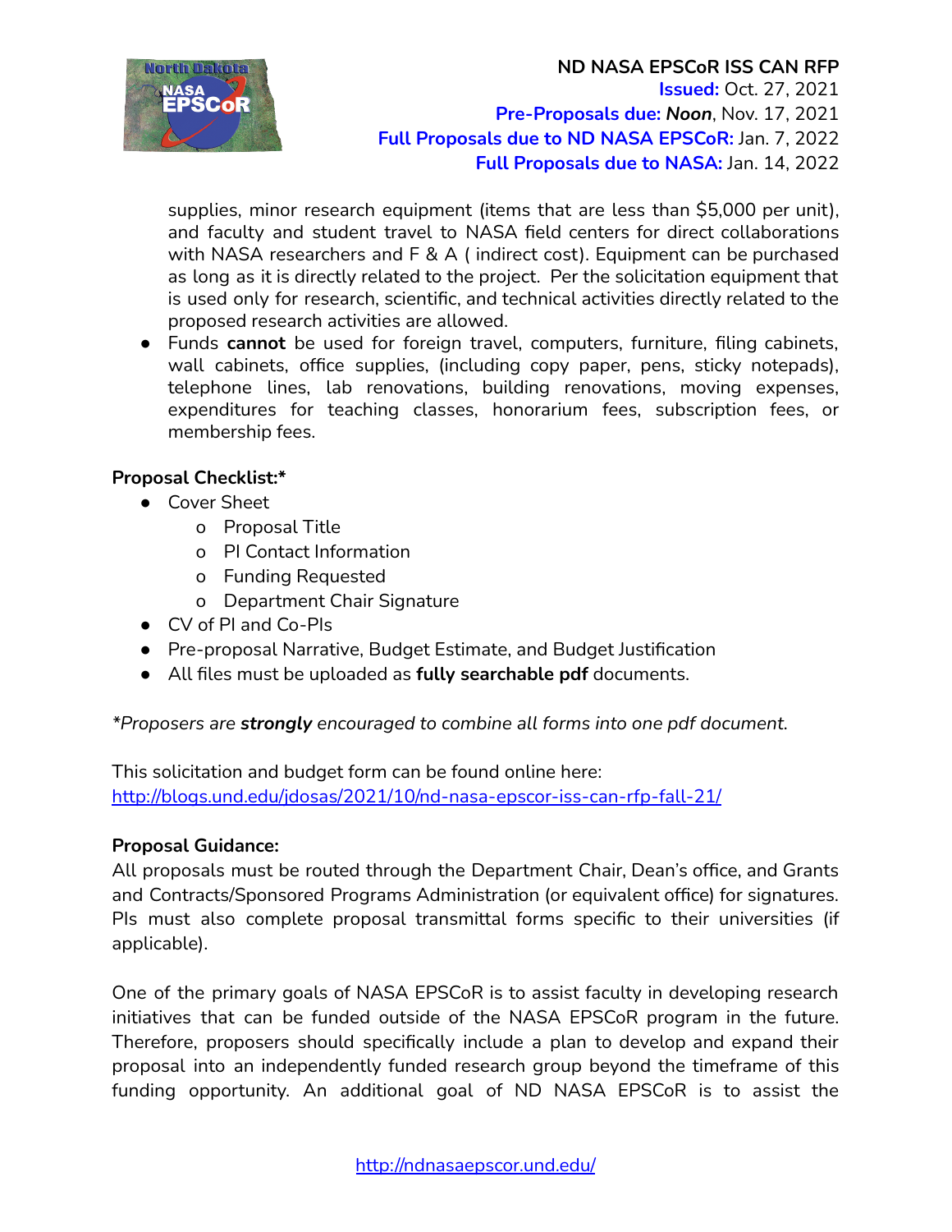supplies, minor research equipment (items that are less than $5,000 per unit), and faculty and student travel to NASA field centers for direct collaborations with NASA researchers and F & A ( indirect cost). Equipment can be purchased as long as it is directly related to the project. Per the solicitation equipment that is used only for research, scientific, and technical activities directly related to the proposed research activities are allowed.

- Funds **cannot** be used for foreign travel, computers, furniture, filing cabinets, wall cabinets, office supplies, (including copy paper, pens, sticky notepads), telephone lines, lab renovations, building renovations, moving expenses, expenditures for teaching classes, honorarium fees, subscription fees, or membership fees.

**Proposal Checklist:***

- Cover Sheet
  - Proposal Title
  - PI Contact Information
  - Funding Requested
  - Department Chair Signature
- CV of PI and Co-PIs
- Pre-proposal Narrative, Budget Estimate, and Budget Justification
- All files must be uploaded as **fully searchable pdf** documents.

**Proposers are **strongly** encouraged to combine all forms into one pdf document.*

This solicitation and budget form can be found online here:
http://blogs.und.edu/jdosas/2021/10/nd-nasa-epscor-iss-can-rfp-fall-21/

**Proposal Guidance:**

All proposals must be routed through the Department Chair, Dean's office, and Grants and Contracts/Sponsored Programs Administration (or equivalent office) for signatures. PIs must also complete proposal transmittal forms specific to their universities (if applicable).

One of the primary goals of NASA EPSCoR is to assist faculty in developing research initiatives that can be funded outside of the NASA EPSCoR program in the future. Therefore, proposers should specifically include a plan to develop and expand their proposal into an independently funded research group beyond the timeframe of this funding opportunity. An additional goal of ND NASA EPSCoR is to assist the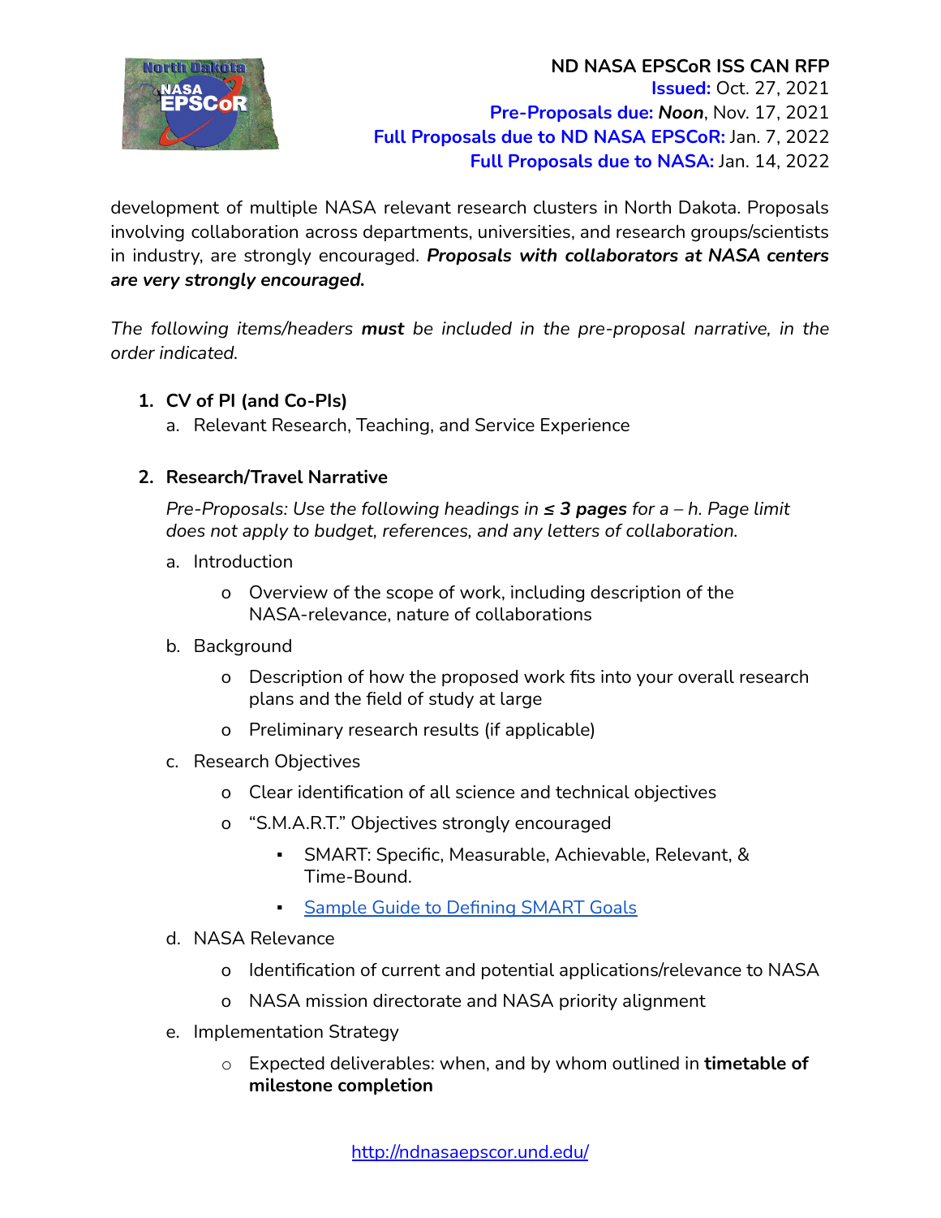development of multiple NASA relevant research clusters in North Dakota. Proposals involving collaboration across departments, universities, and research groups/scientists in industry, are strongly encouraged. ***Proposals with collaborators at NASA centers are very strongly encouraged.***

*The following items/headers **must** be included in the pre-proposal narrative, in the order indicated.*

1. **CV of PI (and Co-PIs)**
   a. Relevant Research, Teaching, and Service Experience

2. **Research/Travel Narrative**

   *Pre-Proposals: Use the following headings in **≤ 3 pages** for a – h. Page limit does not apply to budget, references, and any letters of collaboration.*

   a. Introduction
      - Overview of the scope of work, including description of the NASA-relevance, nature of collaborations

   b. Background
      - Description of how the proposed work fits into your overall research plans and the field of study at large
      - Preliminary research results (if applicable)

   c. Research Objectives
      - Clear identification of all science and technical objectives
      - "S.M.A.R.T." Objectives strongly encouraged
        - SMART: Specific, Measurable, Achievable, Relevant, & Time-Bound.
        - [Sample Guide to Defining SMART Goals]

   d. NASA Relevance
      - Identification of current and potential applications/relevance to NASA
      - NASA mission directorate and NASA priority alignment

   e. Implementation Strategy
      - Expected deliverables: when, and by whom outlined in **timetable of milestone completion**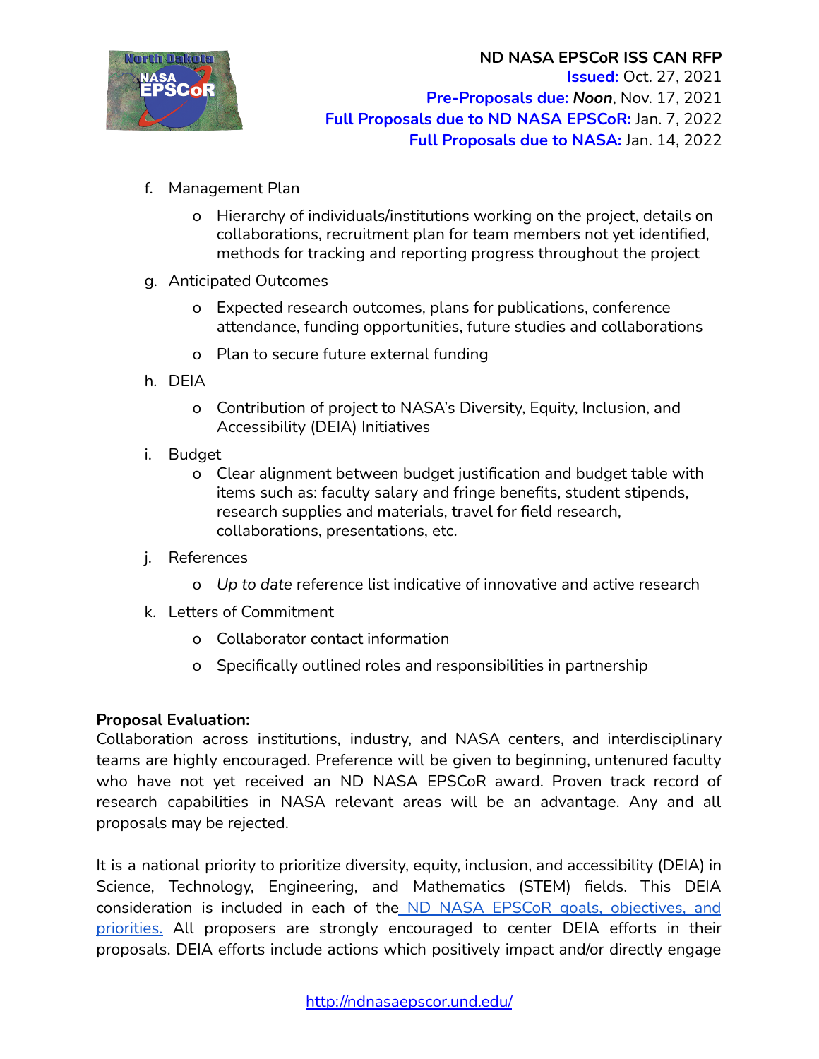f. Management Plan

   - Hierarchy of individuals/institutions working on the project, details on collaborations, recruitment plan for team members not yet identified, methods for tracking and reporting progress throughout the project

g. Anticipated Outcomes

   - Expected research outcomes, plans for publications, conference attendance, funding opportunities, future studies and collaborations
   - Plan to secure future external funding

h. DEIA

   - Contribution of project to NASA's Diversity, Equity, Inclusion, and Accessibility (DEIA) Initiatives

i. Budget

   - Clear alignment between budget justification and budget table with items such as: faculty salary and fringe benefits, student stipends, research supplies and materials, travel for field research, collaborations, presentations, etc.

j. References

   - *Up to date* reference list indicative of innovative and active research

k. Letters of Commitment

   - Collaborator contact information
   - Specifically outlined roles and responsibilities in partnership

**Proposal Evaluation:**
Collaboration across institutions, industry, and NASA centers, and interdisciplinary teams are highly encouraged. Preference will be given to beginning, untenured faculty who have not yet received an ND NASA EPSCoR award. Proven track record of research capabilities in NASA relevant areas will be an advantage. Any and all proposals may be rejected.

It is a national priority to prioritize diversity, equity, inclusion, and accessibility (DEIA) in Science, Technology, Engineering, and Mathematics (STEM) fields. This DEIA consideration is included in each of the ND NASA EPSCoR goals, objectives, and priorities. All proposers are strongly encouraged to center DEIA efforts in their proposals. DEIA efforts include actions which positively impact and/or directly engage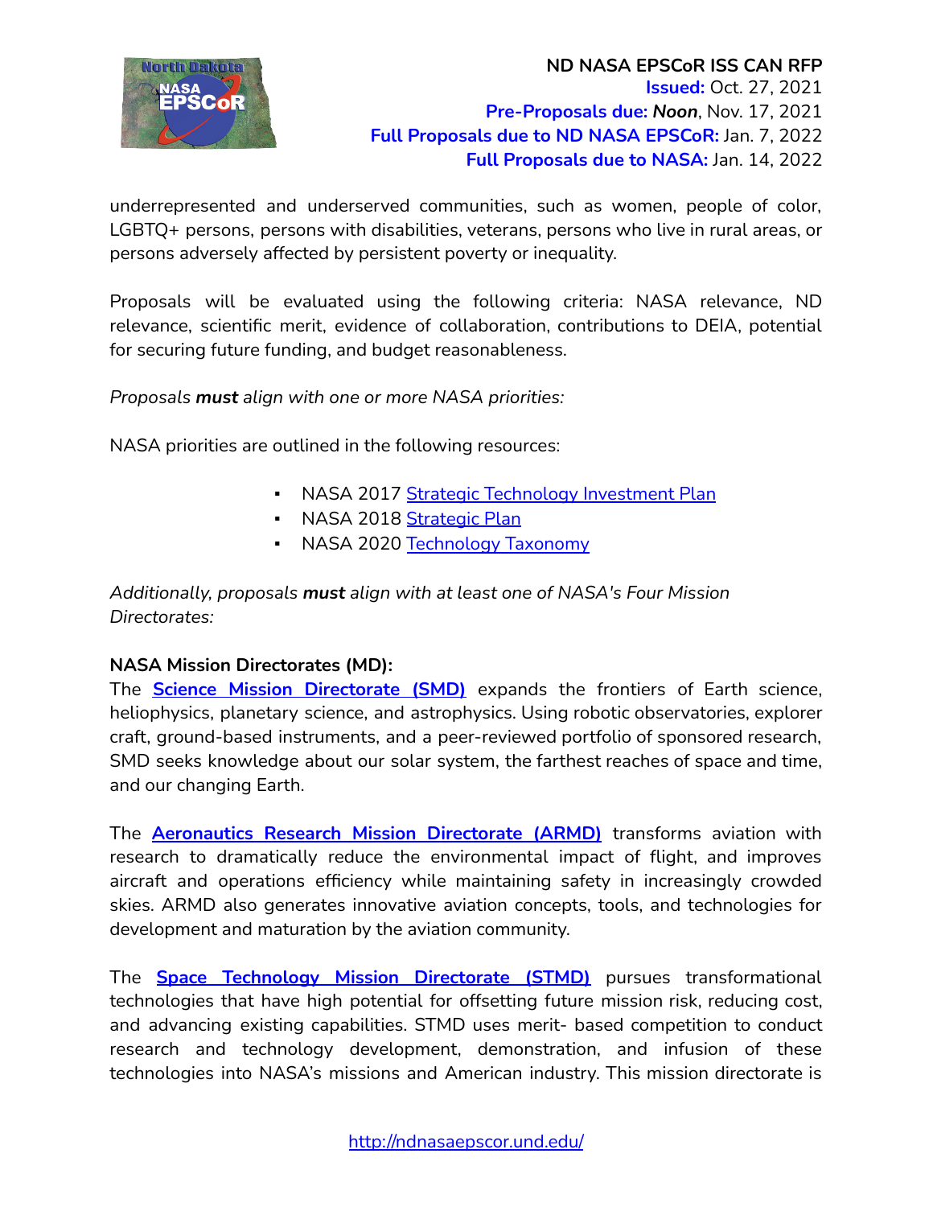underrepresented and underserved communities, such as women, people of color, LGBTQ+ persons, persons with disabilities, veterans, persons who live in rural areas, or persons adversely affected by persistent poverty or inequality.

Proposals will be evaluated using the following criteria: NASA relevance, ND relevance, scientific merit, evidence of collaboration, contributions to DEIA, potential for securing future funding, and budget reasonableness.

*Proposals **must** align with one or more NASA priorities:*

NASA priorities are outlined in the following resources:

- NASA 2017 [Strategic Technology Investment Plan]
- NASA 2018 [Strategic Plan]
- NASA 2020 [Technology Taxonomy]

*Additionally, proposals **must** align with at least one of NASA's Four Mission Directorates:*

**NASA Mission Directorates (MD):**

The **Science Mission Directorate (SMD)** expands the frontiers of Earth science, heliophysics, planetary science, and astrophysics. Using robotic observatories, explorer craft, ground-based instruments, and a peer-reviewed portfolio of sponsored research, SMD seeks knowledge about our solar system, the farthest reaches of space and time, and our changing Earth.

The **Aeronautics Research Mission Directorate (ARMD)** transforms aviation with research to dramatically reduce the environmental impact of flight, and improves aircraft and operations efficiency while maintaining safety in increasingly crowded skies. ARMD also generates innovative aviation concepts, tools, and technologies for development and maturation by the aviation community.

The **Space Technology Mission Directorate (STMD)** pursues transformational technologies that have high potential for offsetting future mission risk, reducing cost, and advancing existing capabilities. STMD uses merit- based competition to conduct research and technology development, demonstration, and infusion of these technologies into NASA's missions and American industry. This mission directorate is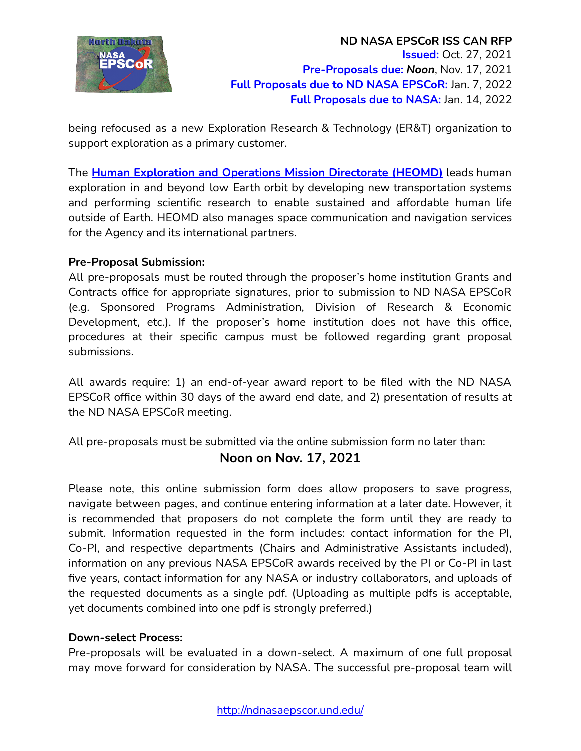being refocused as a new Exploration Research & Technology (ER&T) organization to support exploration as a primary customer.

The **[Human Exploration and Operations Mission Directorate (HEOMD)]** leads human exploration in and beyond low Earth orbit by developing new transportation systems and performing scientific research to enable sustained and affordable human life outside of Earth. HEOMD also manages space communication and navigation services for the Agency and its international partners.

**Pre-Proposal Submission:**
All pre-proposals must be routed through the proposer's home institution Grants and Contracts office for appropriate signatures, prior to submission to ND NASA EPSCoR (e.g. Sponsored Programs Administration, Division of Research & Economic Development, etc.). If the proposer's home institution does not have this office, procedures at their specific campus must be followed regarding grant proposal submissions.

All awards require: 1) an end-of-year award report to be filed with the ND NASA EPSCoR office within 30 days of the award end date, and 2) presentation of results at the ND NASA EPSCoR meeting.

All pre-proposals must be submitted via the online submission form no later than:

**Noon on Nov. 17, 2021**

Please note, this online submission form does allow proposers to save progress, navigate between pages, and continue entering information at a later date. However, it is recommended that proposers do not complete the form until they are ready to submit. Information requested in the form includes: contact information for the PI, Co-PI, and respective departments (Chairs and Administrative Assistants included), information on any previous NASA EPSCoR awards received by the PI or Co-PI in last five years, contact information for any NASA or industry collaborators, and uploads of the requested documents as a single pdf. (Uploading as multiple pdfs is acceptable, yet documents combined into one pdf is strongly preferred.)

**Down-select Process:**
Pre-proposals will be evaluated in a down-select. A maximum of one full proposal may move forward for consideration by NASA. The successful pre-proposal team will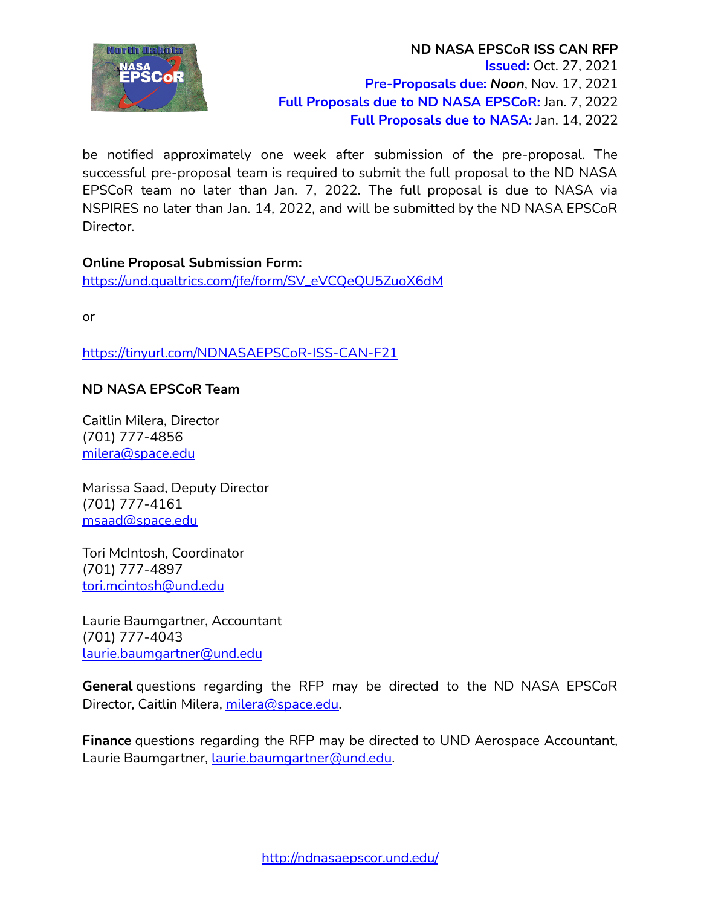be notified approximately one week after submission of the pre-proposal. The successful pre-proposal team is required to submit the full proposal to the ND NASA EPSCoR team no later than Jan. 7, 2022. The full proposal is due to NASA via NSPIRES no later than Jan. 14, 2022, and will be submitted by the ND NASA EPSCoR Director.

**Online Proposal Submission Form:**
https://und.qualtrics.com/jfe/form/SV_eVCQeQU5ZuoX6dM

or

https://tinyurl.com/NDNASAEPSCoR-ISS-CAN-F21

**ND NASA EPSCoR Team**

Caitlin Milera, Director
(701) 777-4856
milera@space.edu

Marissa Saad, Deputy Director
(701) 777-4161
msaad@space.edu

Tori McIntosh, Coordinator
(701) 777-4897
tori.mcintosh@und.edu

Laurie Baumgartner, Accountant
(701) 777-4043
laurie.baumgartner@und.edu

**General** questions regarding the RFP may be directed to the ND NASA EPSCoR Director, Caitlin Milera, milera@space.edu.

**Finance** questions regarding the RFP may be directed to UND Aerospace Accountant, Laurie Baumgartner, laurie.baumgartner@und.edu.